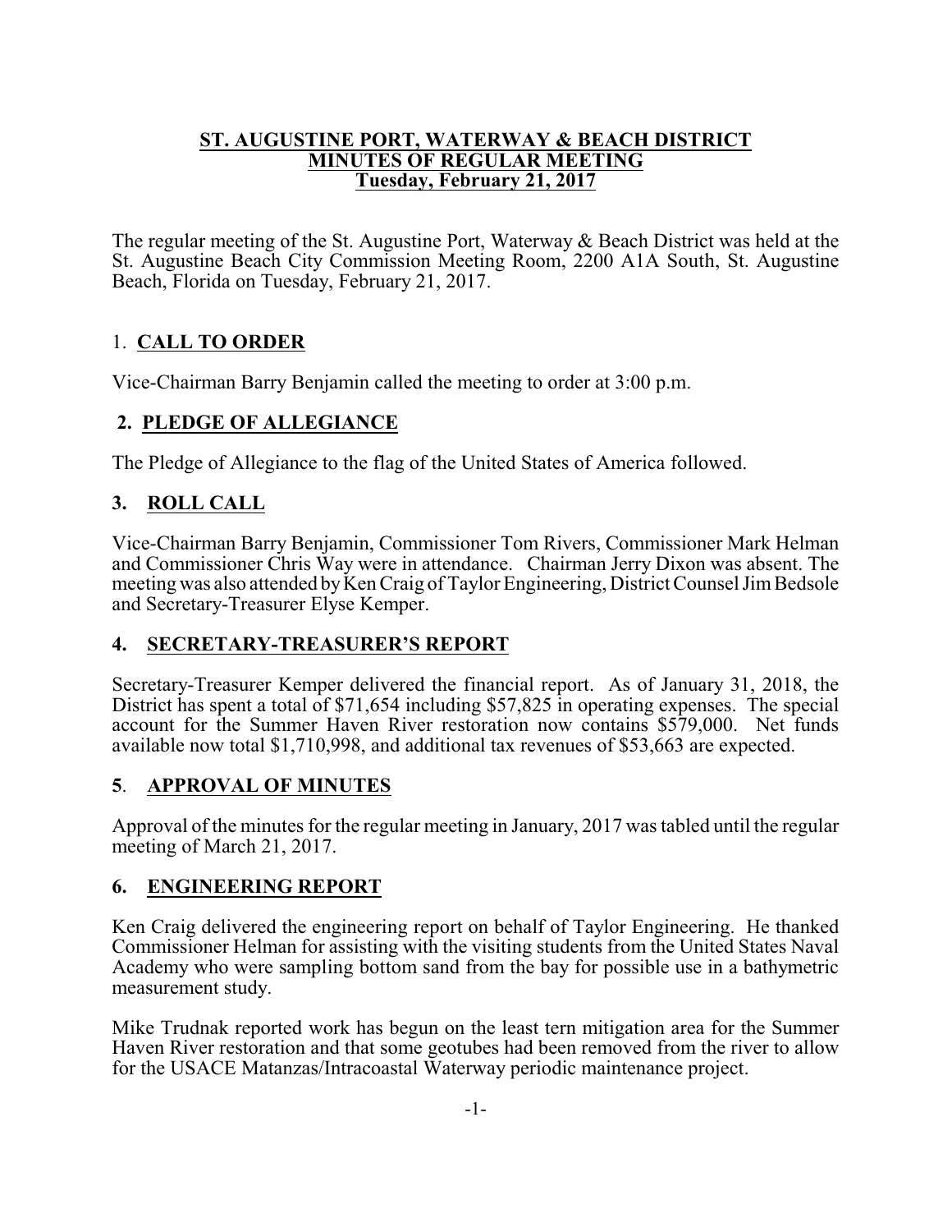**ST. AUGUSTINE PORT, WATERWAY & BEACH DISTRICT**
**MINUTES OF REGULAR MEETING**
**Tuesday, February 21, 2017**

The regular meeting of the St. Augustine Port, Waterway & Beach District was held at the St. Augustine Beach City Commission Meeting Room, 2200 A1A South, St. Augustine Beach, Florida on Tuesday, February 21, 2017.

## 1. CALL TO ORDER

Vice-Chairman Barry Benjamin called the meeting to order at 3:00 p.m.

## 2. PLEDGE OF ALLEGIANCE

The Pledge of Allegiance to the flag of the United States of America followed.

## 3. ROLL CALL

Vice-Chairman Barry Benjamin, Commissioner Tom Rivers, Commissioner Mark Helman and Commissioner Chris Way were in attendance. Chairman Jerry Dixon was absent. The meeting was also attended by Ken Craig of Taylor Engineering, District Counsel Jim Bedsole and Secretary-Treasurer Elyse Kemper.

## 4. SECRETARY-TREASURER'S REPORT

Secretary-Treasurer Kemper delivered the financial report. As of January 31, 2018, the District has spent a total of $71,654 including $57,825 in operating expenses. The special account for the Summer Haven River restoration now contains $579,000. Net funds available now total $1,710,998, and additional tax revenues of $53,663 are expected.

## 5. APPROVAL OF MINUTES

Approval of the minutes for the regular meeting in January, 2017 was tabled until the regular meeting of March 21, 2017.

## 6. ENGINEERING REPORT

Ken Craig delivered the engineering report on behalf of Taylor Engineering. He thanked Commissioner Helman for assisting with the visiting students from the United States Naval Academy who were sampling bottom sand from the bay for possible use in a bathymetric measurement study.

Mike Trudnak reported work has begun on the least tern mitigation area for the Summer Haven River restoration and that some geotubes had been removed from the river to allow for the USACE Matanzas/Intracoastal Waterway periodic maintenance project.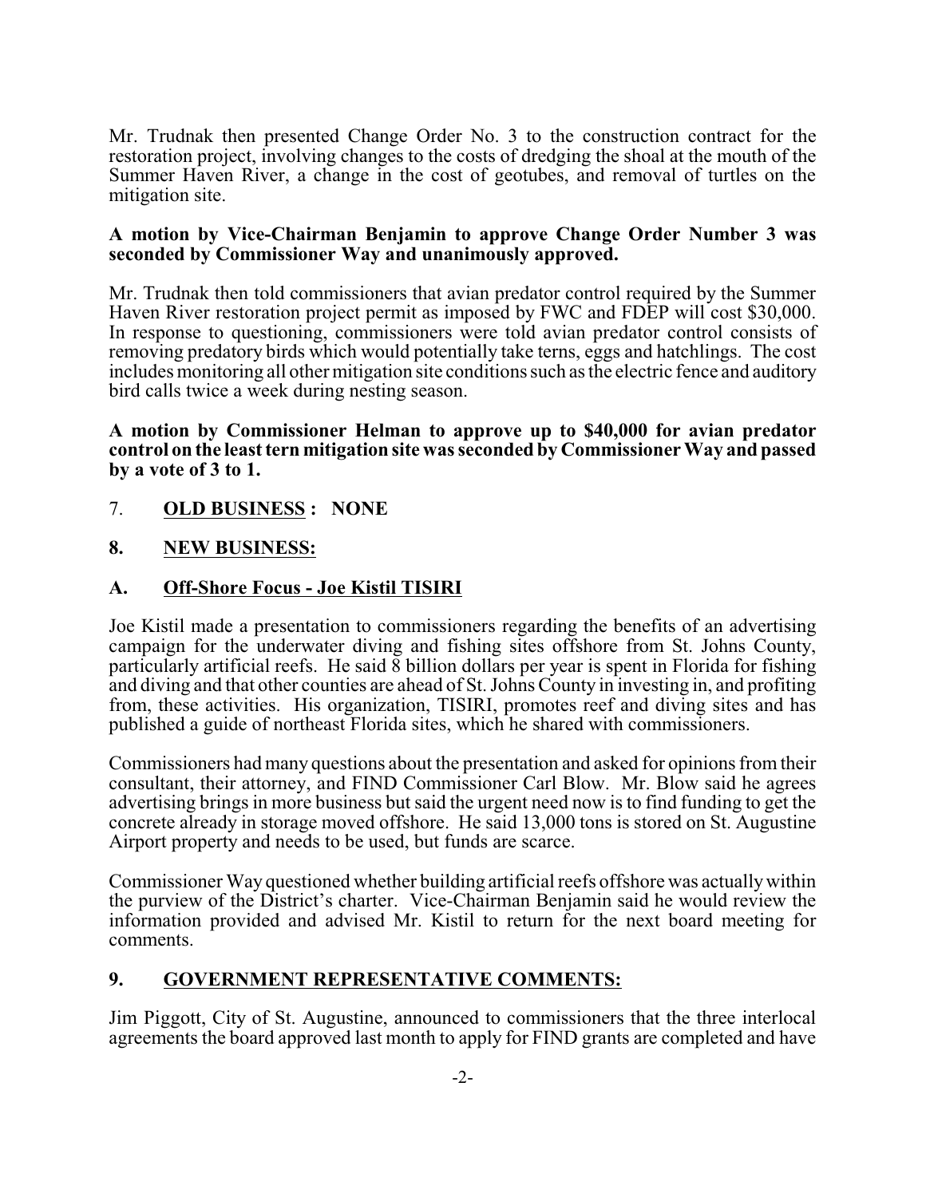Mr. Trudnak then presented Change Order No. 3 to the construction contract for the restoration project, involving changes to the costs of dredging the shoal at the mouth of the Summer Haven River, a change in the cost of geotubes, and removal of turtles on the mitigation site.

**A motion by Vice-Chairman Benjamin to approve Change Order Number 3 was seconded by Commissioner Way and unanimously approved.**

Mr. Trudnak then told commissioners that avian predator control required by the Summer Haven River restoration project permit as imposed by FWC and FDEP will cost $30,000. In response to questioning, commissioners were told avian predator control consists of removing predatory birds which would potentially take terns, eggs and hatchlings. The cost includes monitoring all other mitigation site conditions such as the electric fence and auditory bird calls twice a week during nesting season.

**A motion by Commissioner Helman to approve up to $40,000 for avian predator control on the least tern mitigation site was seconded by Commissioner Way and passed by a vote of 3 to 1.**

7. **OLD BUSINESS : NONE**

## 8. NEW BUSINESS:

### A. Off-Shore Focus - Joe Kistil TISIRI

Joe Kistil made a presentation to commissioners regarding the benefits of an advertising campaign for the underwater diving and fishing sites offshore from St. Johns County, particularly artificial reefs. He said 8 billion dollars per year is spent in Florida for fishing and diving and that other counties are ahead of St. Johns County in investing in, and profiting from, these activities. His organization, TISIRI, promotes reef and diving sites and has published a guide of northeast Florida sites, which he shared with commissioners.

Commissioners had many questions about the presentation and asked for opinions from their consultant, their attorney, and FIND Commissioner Carl Blow. Mr. Blow said he agrees advertising brings in more business but said the urgent need now is to find funding to get the concrete already in storage moved offshore. He said 13,000 tons is stored on St. Augustine Airport property and needs to be used, but funds are scarce.

Commissioner Way questioned whether building artificial reefs offshore was actually within the purview of the District's charter. Vice-Chairman Benjamin said he would review the information provided and advised Mr. Kistil to return for the next board meeting for comments.

## 9. GOVERNMENT REPRESENTATIVE COMMENTS:

Jim Piggott, City of St. Augustine, announced to commissioners that the three interlocal agreements the board approved last month to apply for FIND grants are completed and have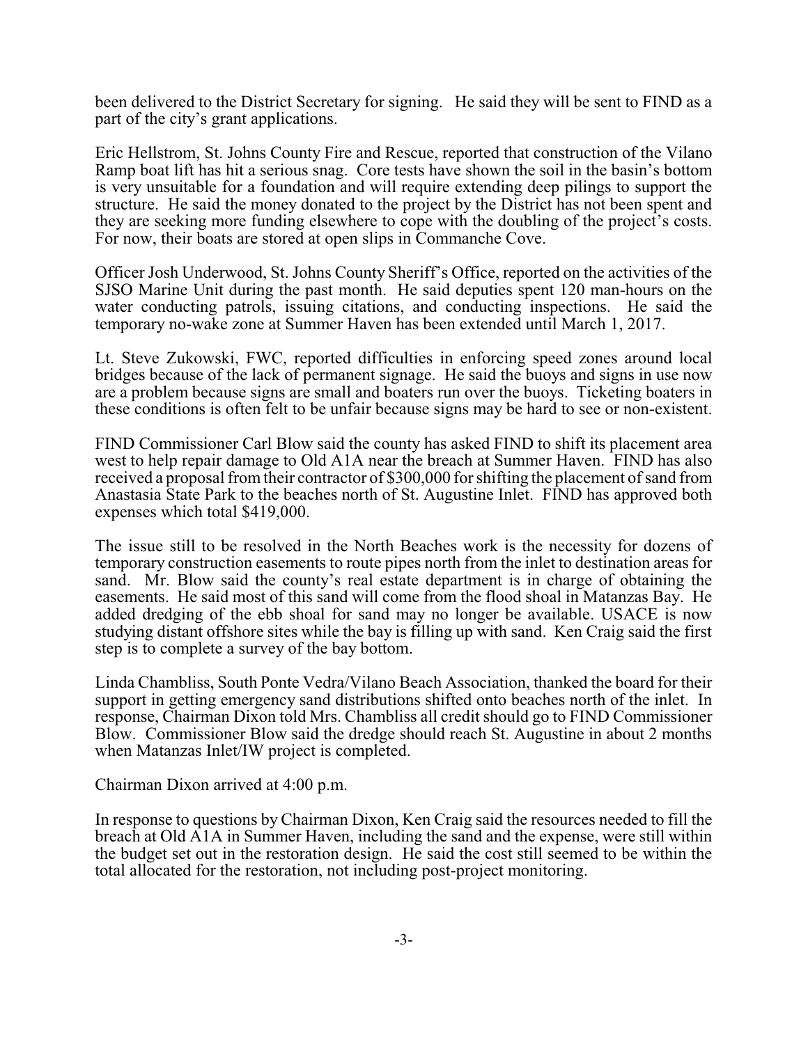been delivered to the District Secretary for signing. He said they will be sent to FIND as a part of the city's grant applications.

Eric Hellstrom, St. Johns County Fire and Rescue, reported that construction of the Vilano Ramp boat lift has hit a serious snag. Core tests have shown the soil in the basin's bottom is very unsuitable for a foundation and will require extending deep pilings to support the structure. He said the money donated to the project by the District has not been spent and they are seeking more funding elsewhere to cope with the doubling of the project's costs. For now, their boats are stored at open slips in Commanche Cove.

Officer Josh Underwood, St. Johns County Sheriff's Office, reported on the activities of the SJSO Marine Unit during the past month. He said deputies spent 120 man-hours on the water conducting patrols, issuing citations, and conducting inspections. He said the temporary no-wake zone at Summer Haven has been extended until March 1, 2017.

Lt. Steve Zukowski, FWC, reported difficulties in enforcing speed zones around local bridges because of the lack of permanent signage. He said the buoys and signs in use now are a problem because signs are small and boaters run over the buoys. Ticketing boaters in these conditions is often felt to be unfair because signs may be hard to see or non-existent.

FIND Commissioner Carl Blow said the county has asked FIND to shift its placement area west to help repair damage to Old A1A near the breach at Summer Haven. FIND has also received a proposal from their contractor of $300,000 for shifting the placement of sand from Anastasia State Park to the beaches north of St. Augustine Inlet. FIND has approved both expenses which total $419,000.

The issue still to be resolved in the North Beaches work is the necessity for dozens of temporary construction easements to route pipes north from the inlet to destination areas for sand. Mr. Blow said the county's real estate department is in charge of obtaining the easements. He said most of this sand will come from the flood shoal in Matanzas Bay. He added dredging of the ebb shoal for sand may no longer be available. USACE is now studying distant offshore sites while the bay is filling up with sand. Ken Craig said the first step is to complete a survey of the bay bottom.

Linda Chambliss, South Ponte Vedra/Vilano Beach Association, thanked the board for their support in getting emergency sand distributions shifted onto beaches north of the inlet. In response, Chairman Dixon told Mrs. Chambliss all credit should go to FIND Commissioner Blow. Commissioner Blow said the dredge should reach St. Augustine in about 2 months when Matanzas Inlet/IW project is completed.

Chairman Dixon arrived at 4:00 p.m.

In response to questions by Chairman Dixon, Ken Craig said the resources needed to fill the breach at Old A1A in Summer Haven, including the sand and the expense, were still within the budget set out in the restoration design. He said the cost still seemed to be within the total allocated for the restoration, not including post-project monitoring.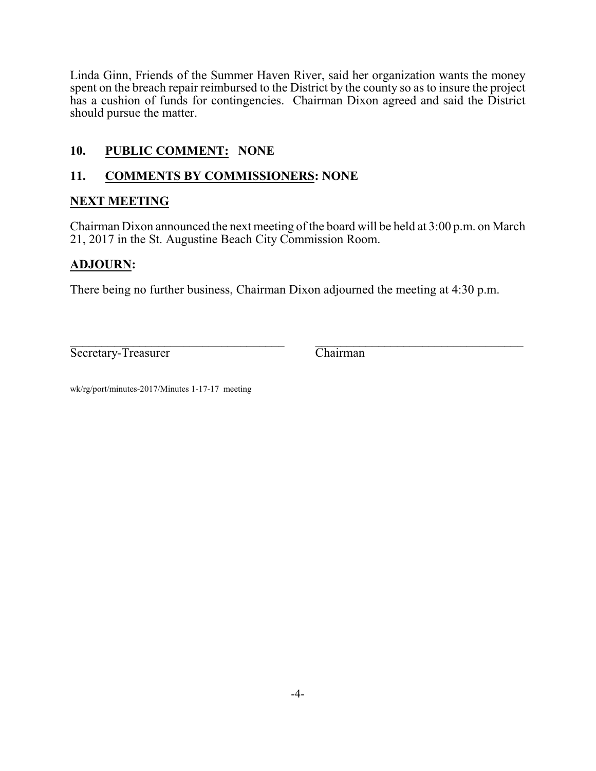Linda Ginn, Friends of the Summer Haven River, said her organization wants the money spent on the breach repair reimbursed to the District by the county so as to insure the project has a cushion of funds for contingencies. Chairman Dixon agreed and said the District should pursue the matter.

## 10. PUBLIC COMMENT: NONE

## 11. COMMENTS BY COMMISSIONERS: NONE

## NEXT MEETING

Chairman Dixon announced the next meeting of the board will be held at 3:00 p.m. on March 21, 2017 in the St. Augustine Beach City Commission Room.

## ADJOURN:

There being no further business, Chairman Dixon adjourned the meeting at 4:30 p.m.

\_\_\_\_\_\_\_\_\_\_\_\_\_\_\_\_\_\_\_\_\_\_\_\_\_\_\_\_\_\_\_\_\_\_\_ \_\_\_\_\_\_\_\_\_\_\_\_\_\_\_\_\_\_\_\_\_\_\_\_\_\_\_\_\_\_\_\_\_\_\_

Secretary-Treasurer Chairman

wk/rg/port/minutes-2017/Minutes 1-17-17 meeting